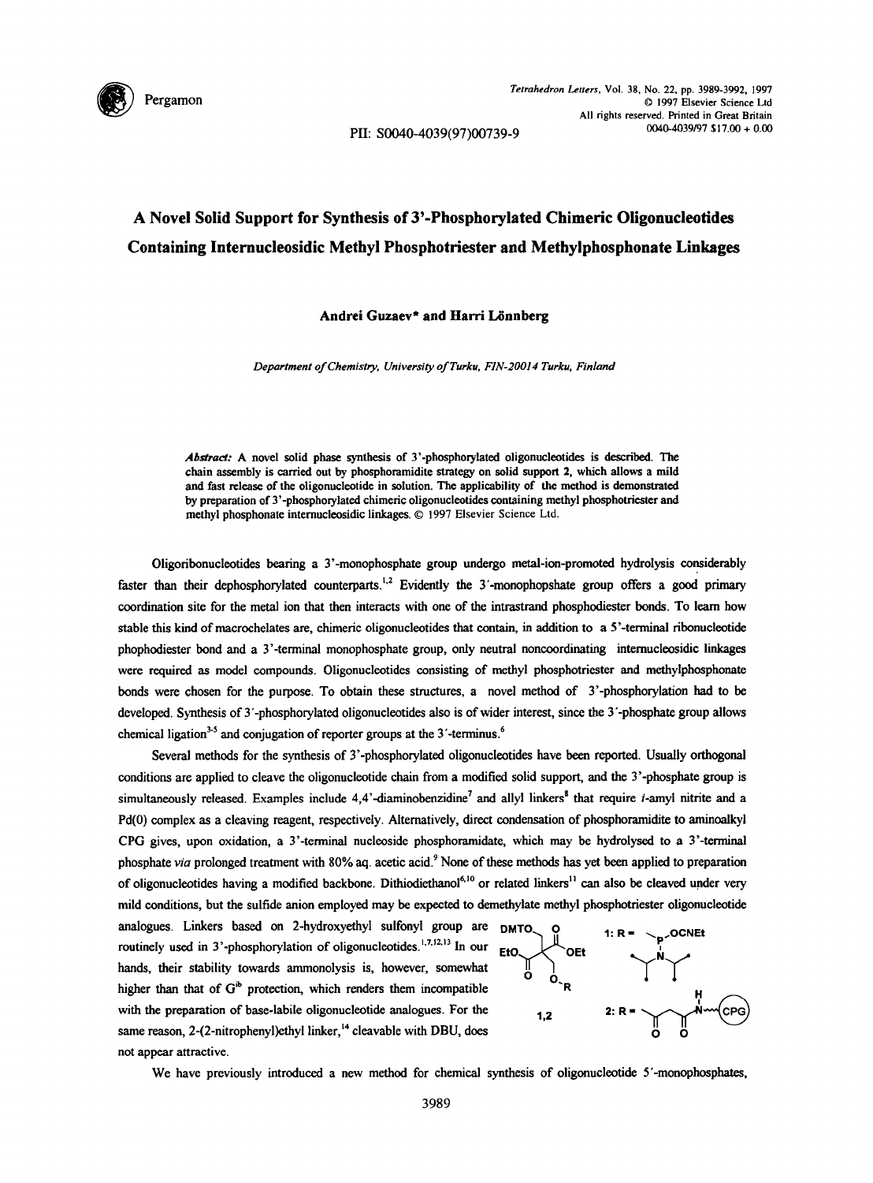# A Novel Solid Support for Synthesis of 3'-Phosphorylated Chimeric Oligonucleotides Containing Internucleosidic Methyl Phosphotriester and Methylphosphonate Linkages

**Andrei Guzaev\* and Harri Lönnberg**

*Department of Chemistry, University of Turku, FIN-20014 Turku, Finland*

***Abstract:*** A novel solid phase synthesis of 3'-phosphorylated oligonucleotides is described. The chain assembly is carried out by phosphoramidite strategy on solid support **2**, which allows a mild and fast release of the oligonucleotide in solution. The applicability of the method is demonstrated by preparation of 3'-phosphorylated chimeric oligonucleotides containing methyl phosphotriester and methyl phosphonate internucleosidic linkages. © 1997 Elsevier Science Ltd.

Oligoribonucleotides bearing a 3'-monophosphate group undergo metal-ion-promoted hydrolysis considerably faster than their dephosphorylated counterparts.[1,2] Evidently the 3'-monophopshate group offers a good primary coordination site for the metal ion that then interacts with one of the intrastrand phosphodiester bonds. To learn how stable this kind of macrochelates are, chimeric oligonucleotides that contain, in addition to a 5'-terminal ribonucleotide phophodiester bond and a 3'-terminal monophosphate group, only neutral noncoordinating internucleosidic linkages were required as model compounds. Oligonucleotides consisting of methyl phosphotriester and methylphosphonate bonds were chosen for the purpose. To obtain these structures, a novel method of 3'-phosphorylation had to be developed. Synthesis of 3'-phosphorylated oligonucleotides also is of wider interest, since the 3'-phosphate group allows chemical ligation[3-5] and conjugation of reporter groups at the 3'-terminus.[6]

Several methods for the synthesis of 3'-phosphorylated oligonucleotides have been reported. Usually orthogonal conditions are applied to cleave the oligonucleotide chain from a modified solid support, and the 3'-phosphate group is simultaneously released. Examples include 4,4'-diaminobenzidine[7] and allyl linkers[8] that require *i*-amyl nitrite and a Pd(0) complex as a cleaving reagent, respectively. Alternatively, direct condensation of phosphoramidite to aminoalkyl CPG gives, upon oxidation, a 3'-terminal nucleoside phosphoramidate, which may be hydrolysed to a 3'-terminal phosphate *via* prolonged treatment with 80% aq. acetic acid.[9] None of these methods has yet been applied to preparation of oligonucleotides having a modified backbone. Dithiodiethanol[6,10] or related linkers[11] can also be cleaved under very mild conditions, but the sulfide anion employed may be expected to demethylate methyl phosphotriester oligonucleotide analogues. Linkers based on 2-hydroxyethyl sulfonyl group are routinely used in 3'-phosphorylation of oligonucleotides.[1,7,12,13] In our hands, their stability towards ammonolysis is, however, somewhat higher than that of $G^{ib}$ protection, which renders them incompatible with the preparation of base-labile oligonucleotide analogues. For the same reason, 2-(2-nitrophenyl)ethyl linker,[14] cleavable with DBU, does not appear attractive.

**1,2** (DMTO, EtO, OEt, O–R); **1**: R = P(OCNEt)(N-iPr₂); **2**: R = C(O)CH₂C(O)NH~~(CPG)

We have previously introduced a new method for chemical synthesis of oligonucleotide 5'-monophosphates,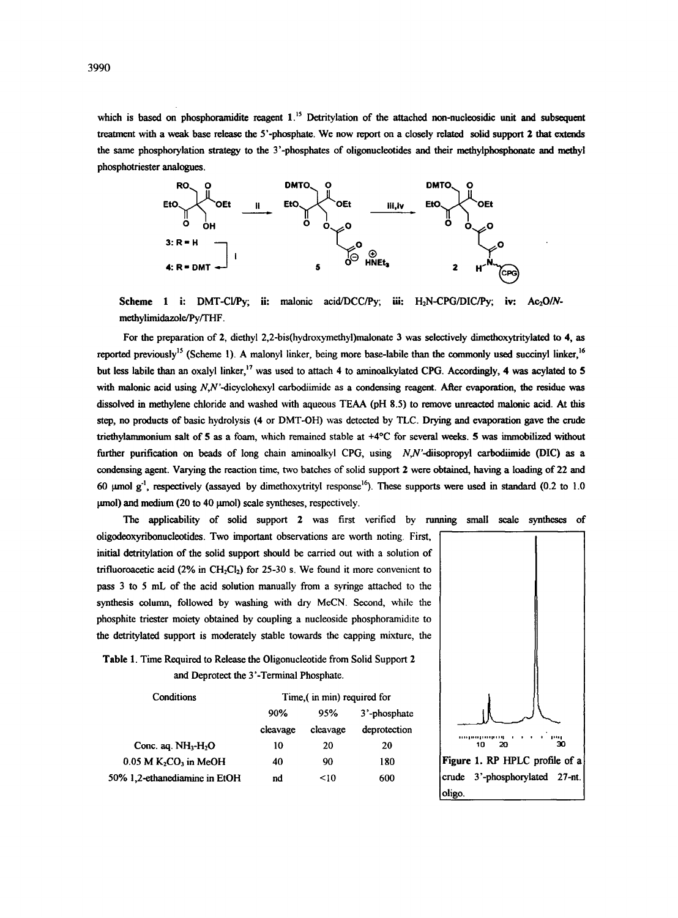which is based on phosphoramidite reagent **1**.[15] Detritylation of the attached non-nucleosidic unit and subsequent treatment with a weak base release the 5'-phosphate. We now report on a closely related solid support **2** that extends the same phosphorylation strategy to the 3'-phosphates of oligonucleotides and their methylphosphonate and methyl phosphotriester analogues.

**Scheme 1** i: DMT-Cl/Py; ii: malonic acid/DCC/Py; iii: $H_2N$-CPG/DIC/Py; iv: $Ac_2O$/*N*-methylimidazole/Py/THF.

For the preparation of **2**, diethyl 2,2-bis(hydroxymethyl)malonate **3** was selectively dimethoxytritylated to **4**, as reported previously[15] (Scheme 1). A malonyl linker, being more base-labile than the commonly used succinyl linker,[16] but less labile than an oxalyl linker,[17] was used to attach **4** to aminoalkylated CPG. Accordingly, **4** was acylated to **5** with malonic acid using *N,N'*-dicyclohexyl carbodiimide as a condensing reagent. After evaporation, the residue was dissolved in methylene chloride and washed with aqueous TEAA (pH 8.5) to remove unreacted malonic acid. At this step, no products of basic hydrolysis (**4** or DMT-OH) was detected by TLC. Drying and evaporation gave the crude triethylammonium salt of **5** as a foam, which remained stable at +4°C for several weeks. **5** was immobilized without further purification on beads of long chain aminoalkyl CPG, using *N,N'*-diisopropyl carbodiimide (DIC) as a condensing agent. Varying the reaction time, two batches of solid support **2** were obtained, having a loading of 22 and 60 μmol g$^{-1}$, respectively (assayed by dimethoxytrityl response[16]). These supports were used in standard (0.2 to 1.0 μmol) and medium (20 to 40 μmol) scale syntheses, respectively.

The applicability of solid support **2** was first verified by running small scale syntheses of oligodeoxyribonucleotides. Two important observations are worth noting. First, initial detritylation of the solid support should be carried out with a solution of trifluoroacetic acid (2% in $CH_2Cl_2$) for 25-30 s. We found it more convenient to pass 3 to 5 mL of the acid solution manually from a syringe attached to the synthesis column, followed by washing with dry MeCN. Second, while the phosphite triester moiety obtained by coupling a nucleoside phosphoramidite to the detritylated support is moderately stable towards the capping mixture, the

**Table 1.** Time Required to Release the Oligonucleotide from Solid Support **2** and Deprotect the 3'-Terminal Phosphate.

| Conditions | Time,( in min) required for | | |
|---|---|---|---|
| | 90% cleavage | 95% cleavage | 3'-phosphate deprotection |
| Conc. aq. $NH_3$-$H_2O$ | 10 | 20 | 20 |
| 0.05 M $K_2CO_3$ in MeOH | 40 | 90 | 180 |
| 50% 1,2-ethanediamine in EtOH | nd | <10 | 600 |

**Figure 1.** RP HPLC profile of a crude 3'-phosphorylated 27-nt. oligo.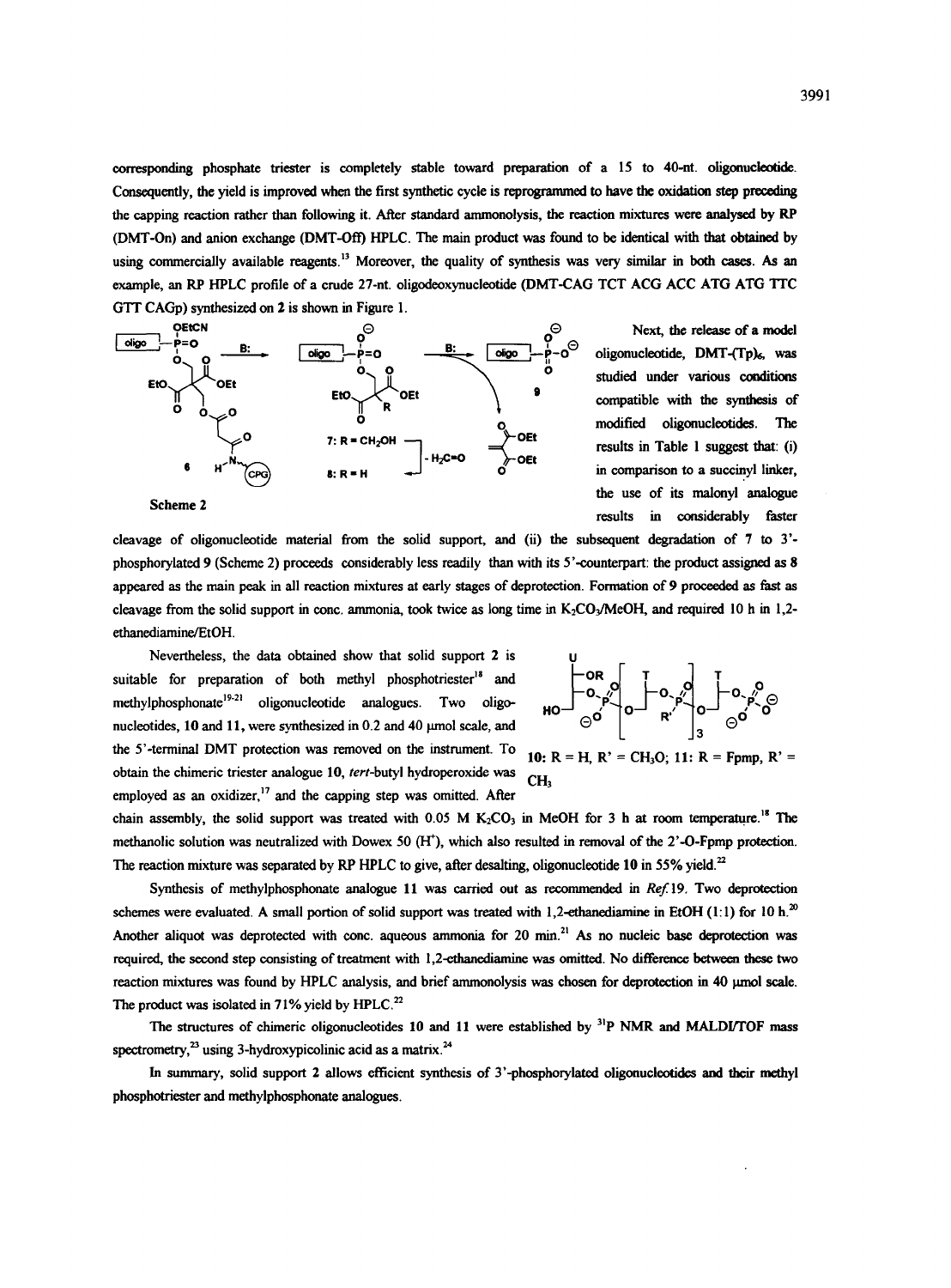corresponding phosphate triester is completely stable toward preparation of a 15 to 40-nt. oligonucleotide. Consequently, the yield is improved when the first synthetic cycle is reprogrammed to have the oxidation step preceding the capping reaction rather than following it. After standard ammonolysis, the reaction mixtures were analysed by RP (DMT-On) and anion exchange (DMT-Off) HPLC. The main product was found to be identical with that obtained by using commercially available reagents.[13] Moreover, the quality of synthesis was very similar in both cases. As an example, an RP HPLC profile of a crude 27-nt. oligodeoxynucleotide (DMT-CAG TCT ACG ACC ATG ATG TTC GTT CAGp) synthesized on 2 is shown in Figure 1.

Scheme 2

Next, the release of a model oligonucleotide, DMT-(Tp)$_6$, was studied under various conditions compatible with the synthesis of modified oligonucleotides. The results in Table 1 suggest that: (i) in comparison to a succinyl linker, the use of its malonyl analogue results in considerably faster cleavage of oligonucleotide material from the solid support, and (ii) the subsequent degradation of 7 to 3'-phosphorylated 9 (Scheme 2) proceeds considerably less readily than with its 5'-counterpart: the product assigned as 8 appeared as the main peak in all reaction mixtures at early stages of deprotection. Formation of 9 proceeded as fast as cleavage from the solid support in conc. ammonia, took twice as long time in $K_2CO_3$/MeOH, and required 10 h in 1,2-ethanediamine/EtOH.

Nevertheless, the data obtained show that solid support 2 is suitable for preparation of both methyl phosphotriester[18] and methylphosphonate[19-21] oligonucleotide analogues. Two oligonucleotides, 10 and 11, were synthesized in 0.2 and 40 μmol scale, and the 5'-terminal DMT protection was removed on the instrument. To obtain the chimeric triester analogue 10, *tert*-butyl hydroperoxide was employed as an oxidizer,[17] and the capping step was omitted. After chain assembly, the solid support was treated with 0.05 M $K_2CO_3$ in MeOH for 3 h at room temperature.[18] The methanolic solution was neutralized with Dowex 50 ($H^+$), which also resulted in removal of the 2'-O-Fpmp protection. The reaction mixture was separated by RP HPLC to give, after desalting, oligonucleotide 10 in 55% yield.[22]

10: R = H, R' = $CH_3O$; 11: R = Fpmp, R' = $CH_3$

Synthesis of methylphosphonate analogue 11 was carried out as recommended in *Ref.* 19. Two deprotection schemes were evaluated. A small portion of solid support was treated with 1,2-ethanediamine in EtOH (1:1) for 10 h.[20] Another aliquot was deprotected with conc. aqueous ammonia for 20 min.[21] As no nucleic base deprotection was required, the second step consisting of treatment with 1,2-ethanediamine was omitted. No difference between these two reaction mixtures was found by HPLC analysis, and brief ammonolysis was chosen for deprotection in 40 μmol scale. The product was isolated in 71% yield by HPLC.[22]

The structures of chimeric oligonucleotides 10 and 11 were established by $^{31}P$ NMR and MALDI/TOF mass spectrometry,[23] using 3-hydroxypicolinic acid as a matrix.[24]

In summary, solid support 2 allows efficient synthesis of 3'-phosphorylated oligonucleotides and their methyl phosphotriester and methylphosphonate analogues.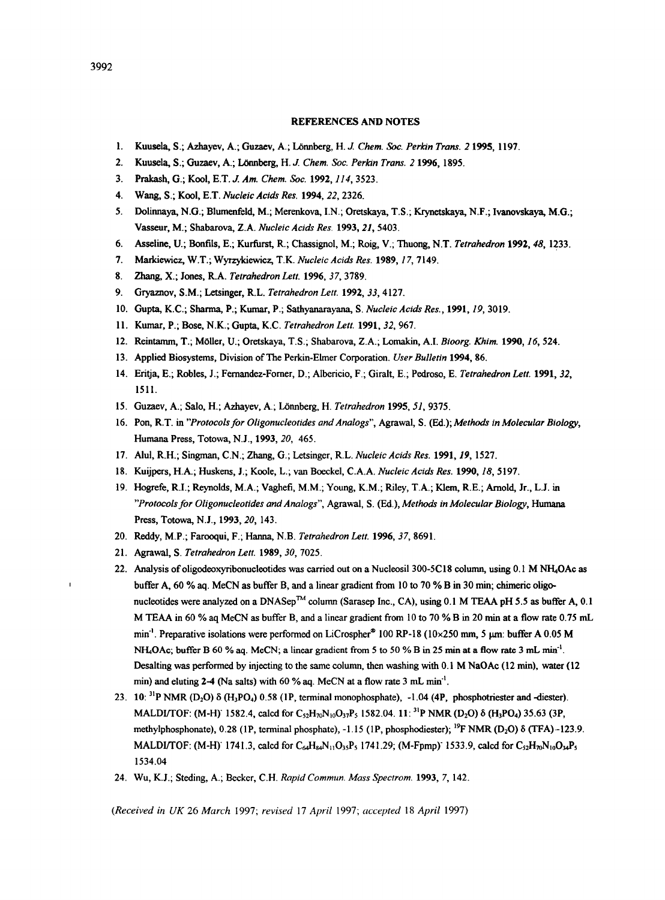## REFERENCES AND NOTES

1. Kuusela, S.; Azhayev, A.; Guzaev, A.; Lönnberg, H. *J. Chem. Soc. Perkin Trans. 2* **1995**, 1197.
2. Kuusela, S.; Guzaev, A.; Lönnberg, H. *J. Chem. Soc. Perkin Trans. 2* **1996**, 1895.
3. Prakash, G.; Kool, E.T. *J. Am. Chem. Soc.* **1992**, *114*, 3523.
4. Wang, S.; Kool, E.T. *Nucleic Acids Res.* **1994**, *22*, 2326.
5. Dolinnaya, N.G.; Blumenfeld, M.; Merenkova, I.N.; Oretskaya, T.S.; Krynetskaya, N.F.; Ivanovskaya, M.G.; Vasseur, M.; Shabarova, Z.A. *Nucleic Acids Res.* **1993**, *21*, 5403.
6. Asseline, U.; Bonfils, E.; Kurfurst, R.; Chassignol, M.; Roig, V.; Thuong, N.T. *Tetrahedron* **1992**, *48*, 1233.
7. Markiewicz, W.T.; Wyrzykiewicz, T.K. *Nucleic Acids Res.* **1989**, *17*, 7149.
8. Zhang, X.; Jones, R.A. *Tetrahedron Lett.* **1996**, *37*, 3789.
9. Gryaznov, S.M.; Letsinger, R.L. *Tetrahedron Lett.* **1992**, *33*, 4127.
10. Gupta, K.C.; Sharma, P.; Kumar, P.; Sathyanarayana, S. *Nucleic Acids Res.*, **1991**, *19*, 3019.
11. Kumar, P.; Bose, N.K.; Gupta, K.C. *Tetrahedron Lett.* **1991**, *32*, 967.
12. Reintamm, T.; Möller, U.; Oretskaya, T.S.; Shabarova, Z.A.; Lomakin, A.I. *Bioorg. Khim.* **1990**, *16*, 524.
13. Applied Biosystems, Division of The Perkin-Elmer Corporation. *User Bulletin* **1994**, 86.
14. Eritja, E.; Robles, J.; Fernandez-Forner, D.; Albericio, F.; Giralt, E.; Pedroso, E. *Tetrahedron Lett.* **1991**, *32*, 1511.
15. Guzaev, A.; Salo, H.; Azhayev, A.; Lönnberg, H. *Tetrahedron* **1995**, *51*, 9375.
16. Pon, R.T. in *"Protocols for Oligonucleotides and Analogs"*, Agrawal, S. (Ed.); *Methods in Molecular Biology*, Humana Press, Totowa, N.J., **1993**, *20*, 465.
17. Alul, R.H.; Singman, C.N.; Zhang, G.; Letsinger, R.L. *Nucleic Acids Res.* **1991**, *19*, 1527.
18. Kuijpers, H.A.; Huskens, J.; Koole, L.; van Boeckel, C.A.A. *Nucleic Acids Res.* **1990**, *18*, 5197.
19. Hogrefe, R.I.; Reynolds, M.A.; Vaghefi, M.M.; Young, K.M.; Riley, T.A.; Klem, R.E.; Arnold, Jr., L.J. in *"Protocols for Oligonucleotides and Analogs"*, Agrawal, S. (Ed.), *Methods in Molecular Biology*, Humana Press, Totowa, N.J., **1993**, *20*, 143.
20. Reddy, M.P.; Farooqui, F.; Hanna, N.B. *Tetrahedron Lett.* **1996**, *37*, 8691.
21. Agrawal, S. *Tetrahedron Lett.* **1989**, *30*, 7025.
22. Analysis of oligodeoxyribonucleotides was carried out on a Nucleosil 300-5C18 column, using 0.1 M $NH_4OAc$ as buffer A, 60 % aq. MeCN as buffer B, and a linear gradient from 10 to 70 % B in 30 min; chimeric oligonucleotides were analyzed on a DNASep™ column (Sarasep Inc., CA), using 0.1 M TEAA pH 5.5 as buffer A, 0.1 M TEAA in 60 % aq MeCN as buffer B, and a linear gradient from 10 to 70 % B in 20 min at a flow rate 0.75 mL $min^{-1}$. Preparative isolations were performed on LiCrospher® 100 RP-18 (10×250 mm, 5 µm: buffer A 0.05 M $NH_4OAc$; buffer B 60 % aq. MeCN; a linear gradient from 5 to 50 % B in 25 min at a flow rate 3 mL $min^{-1}$. Desalting was performed by injecting to the same column, then washing with 0.1 M NaOAc (12 min), water (12 min) and eluting **2-4** (Na salts) with 60 % aq. MeCN at a flow rate 3 mL $min^{-1}$.
23. **10**: $^{31}P$ NMR ($D_2O$) δ ($H_3PO_4$) 0.58 (1P, terminal monophosphate), -1.04 (4P, phosphotriester and -diester). MALDI/TOF: $(M-H)^-$ 1582.4, calcd for $C_{52}H_{70}N_{10}O_{37}P_5$ 1582.04. **11**: $^{31}P$ NMR ($D_2O$) δ ($H_3PO_4$) 35.63 (3P, methylphosphonate), 0.28 (1P, terminal phosphate), -1.15 (1P, phosphodiester); $^{19}F$ NMR ($D_2O$) δ (TFA) -123.9. MALDI/TOF: $(M-H)^-$ 1741.3, calcd for $C_{64}H_{84}N_{11}O_{35}P_5$ 1741.29; $(M\text{-Fpmp})^-$ 1533.9, calcd for $C_{52}H_{70}N_{10}O_{34}P_5$ 1534.04
24. Wu, K.J.; Steding, A.; Becker, C.H. *Rapid Commun. Mass Spectrom.* **1993**, *7*, 142.

*(Received in UK 26 March 1997; revised 17 April 1997; accepted 18 April 1997)*